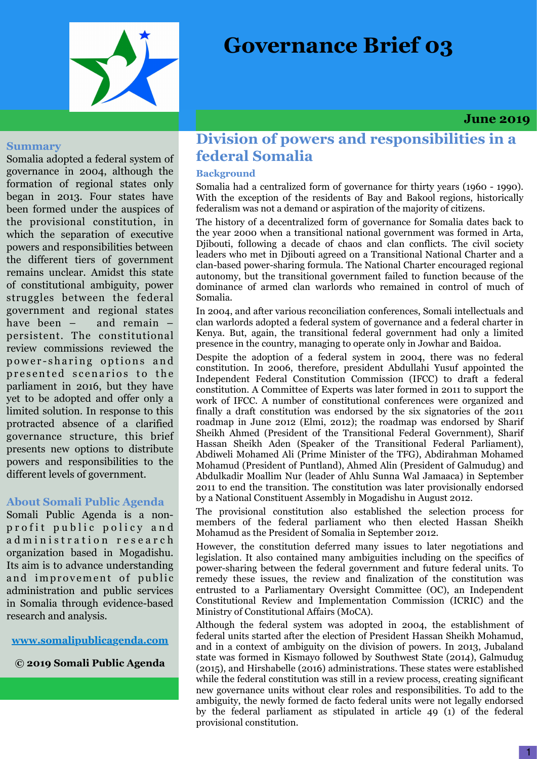# Governance Brief 03

**June 2019**

## Summary

Somalia adopted a federal system of governance in 2004, although the formation of regional states only began in 2013. Four states have been formed under the auspices of the provisional constitution, in which the separation of executive powers and responsibilities between the different tiers of government remains unclear. Amidst this state of constitutional ambiguity, power struggles between the federal government and regional states have been – and remain – persistent. The constitutional review commissions reviewed the power-sharing options and presented scenarios to the parliament in 2016, but they have yet to be adopted and offer only a limited solution. In response to this protracted absence of a clarified governance structure, this brief presents new options to distribute powers and responsibilities to the different levels of government.

## About Somali Public Agenda

Somali Public Agenda is a non-profit public policy and administration research organization based in Mogadishu. Its aim is to advance understanding and improvement of public administration and public services in Somalia through evidence-based research and analysis.

**www.somalipublicagenda.com**

**© 2019 Somali Public Agenda**

# Division of powers and responsibilities in a federal Somalia

### Background

Somalia had a centralized form of governance for thirty years (1960 - 1990). With the exception of the residents of Bay and Bakool regions, historically federalism was not a demand or aspiration of the majority of citizens.

The history of a decentralized form of governance for Somalia dates back to the year 2000 when a transitional national government was formed in Arta, Djibouti, following a decade of chaos and clan conflicts. The civil society leaders who met in Djibouti agreed on a Transitional National Charter and a clan-based power-sharing formula. The National Charter encouraged regional autonomy, but the transitional government failed to function because of the dominance of armed clan warlords who remained in control of much of Somalia.

In 2004, and after various reconciliation conferences, Somali intellectuals and clan warlords adopted a federal system of governance and a federal charter in Kenya. But, again, the transitional federal government had only a limited presence in the country, managing to operate only in Jowhar and Baidoa.

Despite the adoption of a federal system in 2004, there was no federal constitution. In 2006, therefore, president Abdullahi Yusuf appointed the Independent Federal Constitution Commission (IFCC) to draft a federal constitution. A Committee of Experts was later formed in 2011 to support the work of IFCC. A number of constitutional conferences were organized and finally a draft constitution was endorsed by the six signatories of the 2011 roadmap in June 2012 (Elmi, 2012); the roadmap was endorsed by Sharif Sheikh Ahmed (President of the Transitional Federal Government), Sharif Hassan Sheikh Aden (Speaker of the Transitional Federal Parliament), Abdiweli Mohamed Ali (Prime Minister of the TFG), Abdirahman Mohamed Mohamud (President of Puntland), Ahmed Alin (President of Galmudug) and Abdulkadir Moallim Nur (leader of Ahlu Sunna Wal Jamaaca) in September 2011 to end the transition. The constitution was later provisionally endorsed by a National Constituent Assembly in Mogadishu in August 2012.

The provisional constitution also established the selection process for members of the federal parliament who then elected Hassan Sheikh Mohamud as the President of Somalia in September 2012.

However, the constitution deferred many issues to later negotiations and legislation. It also contained many ambiguities including on the specifics of power-sharing between the federal government and future federal units. To remedy these issues, the review and finalization of the constitution was entrusted to a Parliamentary Oversight Committee (OC), an Independent Constitutional Review and Implementation Commission (ICRIC) and the Ministry of Constitutional Affairs (MoCA).

Although the federal system was adopted in 2004, the establishment of federal units started after the election of President Hassan Sheikh Mohamud, and in a context of ambiguity on the division of powers. In 2013, Jubaland state was formed in Kismayo followed by Southwest State (2014), Galmudug (2015), and Hirshabelle (2016) administrations. These states were established while the federal constitution was still in a review process, creating significant new governance units without clear roles and responsibilities. To add to the ambiguity, the newly formed de facto federal units were not legally endorsed by the federal parliament as stipulated in article 49 (1) of the federal provisional constitution.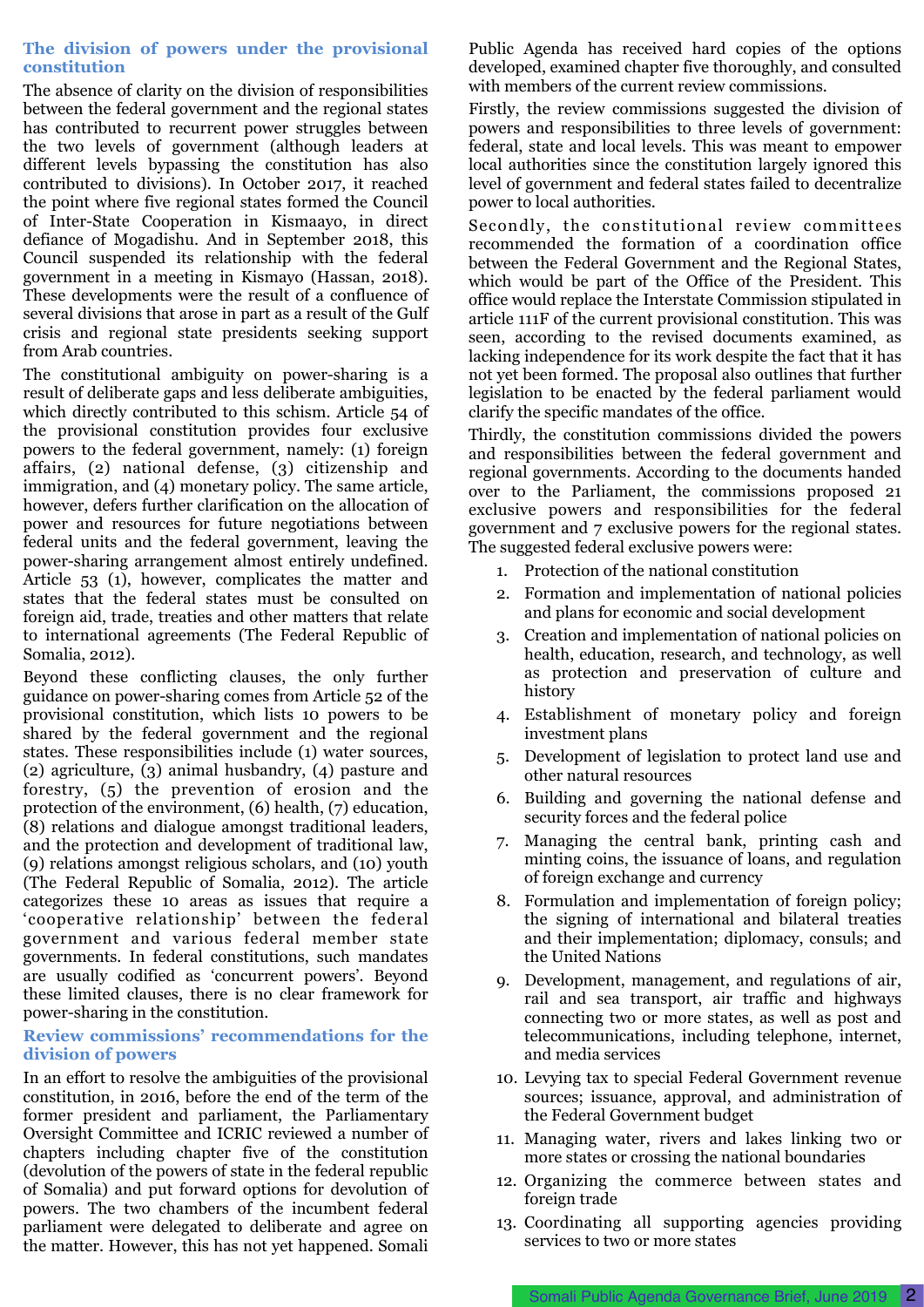### The division of powers under the provisional constitution

The absence of clarity on the division of responsibilities between the federal government and the regional states has contributed to recurrent power struggles between the two levels of government (although leaders at different levels bypassing the constitution has also contributed to divisions). In October 2017, it reached the point where five regional states formed the Council of Inter-State Cooperation in Kismaayo, in direct defiance of Mogadishu. And in September 2018, this Council suspended its relationship with the federal government in a meeting in Kismayo (Hassan, 2018). These developments were the result of a confluence of several divisions that arose in part as a result of the Gulf crisis and regional state presidents seeking support from Arab countries.

The constitutional ambiguity on power-sharing is a result of deliberate gaps and less deliberate ambiguities, which directly contributed to this schism. Article 54 of the provisional constitution provides four exclusive powers to the federal government, namely: (1) foreign affairs, (2) national defense, (3) citizenship and immigration, and (4) monetary policy. The same article, however, defers further clarification on the allocation of power and resources for future negotiations between federal units and the federal government, leaving the power-sharing arrangement almost entirely undefined. Article 53 (1), however, complicates the matter and states that the federal states must be consulted on foreign aid, trade, treaties and other matters that relate to international agreements (The Federal Republic of Somalia, 2012).

Beyond these conflicting clauses, the only further guidance on power-sharing comes from Article 52 of the provisional constitution, which lists 10 powers to be shared by the federal government and the regional states. These responsibilities include (1) water sources, (2) agriculture, (3) animal husbandry, (4) pasture and forestry, (5) the prevention of erosion and the protection of the environment, (6) health, (7) education, (8) relations and dialogue amongst traditional leaders, and the protection and development of traditional law, (9) relations amongst religious scholars, and (10) youth (The Federal Republic of Somalia, 2012). The article categorizes these 10 areas as issues that require a 'cooperative relationship' between the federal government and various federal member state governments. In federal constitutions, such mandates are usually codified as 'concurrent powers'. Beyond these limited clauses, there is no clear framework for power-sharing in the constitution.

### Review commissions' recommendations for the division of powers

In an effort to resolve the ambiguities of the provisional constitution, in 2016, before the end of the term of the former president and parliament, the Parliamentary Oversight Committee and ICRIC reviewed a number of chapters including chapter five of the constitution (devolution of the powers of state in the federal republic of Somalia) and put forward options for devolution of powers. The two chambers of the incumbent federal parliament were delegated to deliberate and agree on the matter. However, this has not yet happened. Somali Public Agenda has received hard copies of the options developed, examined chapter five thoroughly, and consulted with members of the current review commissions.

Firstly, the review commissions suggested the division of powers and responsibilities to three levels of government: federal, state and local levels. This was meant to empower local authorities since the constitution largely ignored this level of government and federal states failed to decentralize power to local authorities.

Secondly, the constitutional review committees recommended the formation of a coordination office between the Federal Government and the Regional States, which would be part of the Office of the President. This office would replace the Interstate Commission stipulated in article 111F of the current provisional constitution. This was seen, according to the revised documents examined, as lacking independence for its work despite the fact that it has not yet been formed. The proposal also outlines that further legislation to be enacted by the federal parliament would clarify the specific mandates of the office.

Thirdly, the constitution commissions divided the powers and responsibilities between the federal government and regional governments. According to the documents handed over to the Parliament, the commissions proposed 21 exclusive powers and responsibilities for the federal government and 7 exclusive powers for the regional states. The suggested federal exclusive powers were:

1. Protection of the national constitution
2. Formation and implementation of national policies and plans for economic and social development
3. Creation and implementation of national policies on health, education, research, and technology, as well as protection and preservation of culture and history
4. Establishment of monetary policy and foreign investment plans
5. Development of legislation to protect land use and other natural resources
6. Building and governing the national defense and security forces and the federal police
7. Managing the central bank, printing cash and minting coins, the issuance of loans, and regulation of foreign exchange and currency
8. Formulation and implementation of foreign policy; the signing of international and bilateral treaties and their implementation; diplomacy, consuls; and the United Nations
9. Development, management, and regulations of air, rail and sea transport, air traffic and highways connecting two or more states, as well as post and telecommunications, including telephone, internet, and media services
10. Levying tax to special Federal Government revenue sources; issuance, approval, and administration of the Federal Government budget
11. Managing water, rivers and lakes linking two or more states or crossing the national boundaries
12. Organizing the commerce between states and foreign trade
13. Coordinating all supporting agencies providing services to two or more states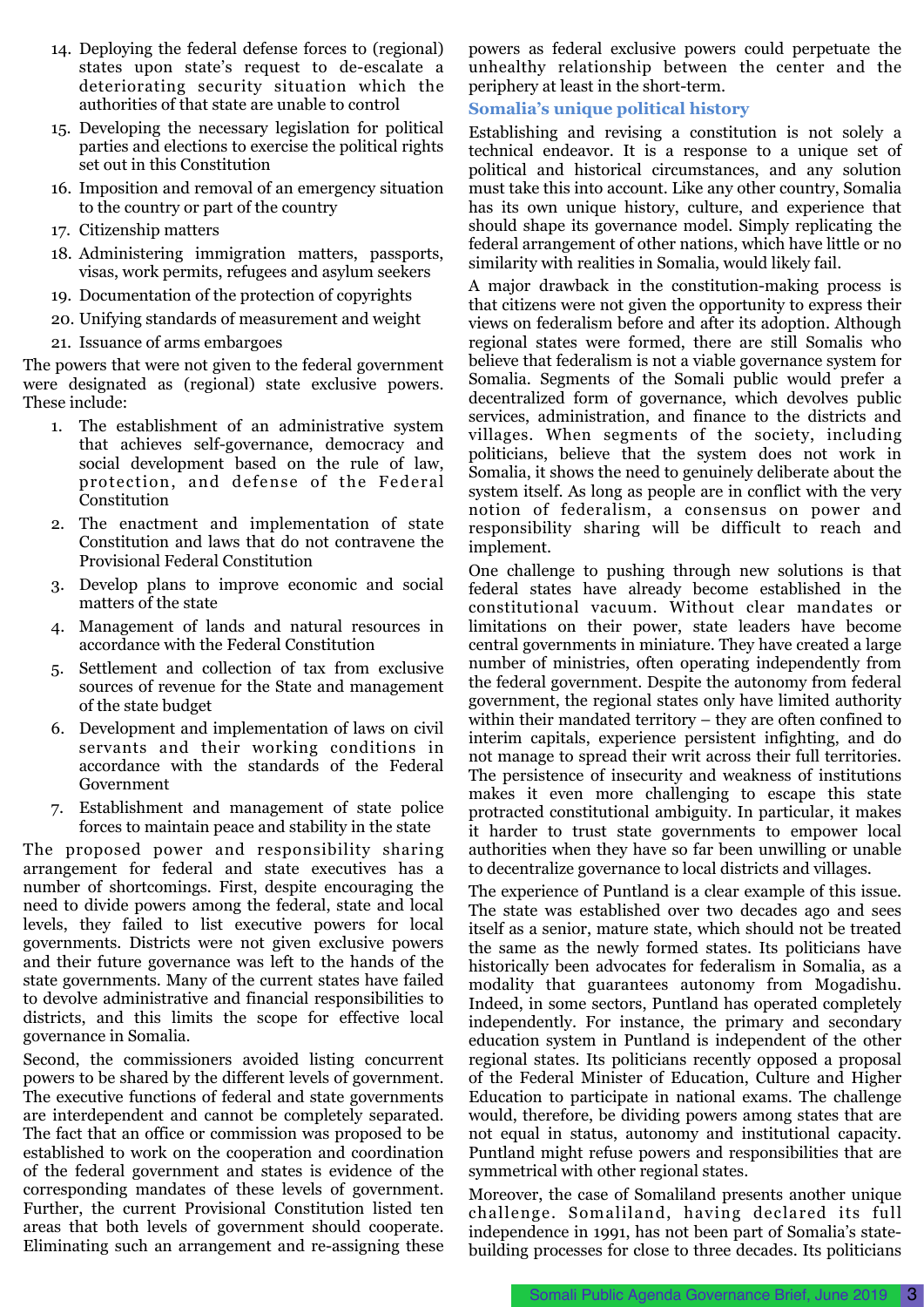14. Deploying the federal defense forces to (regional) states upon state's request to de-escalate a deteriorating security situation which the authorities of that state are unable to control
15. Developing the necessary legislation for political parties and elections to exercise the political rights set out in this Constitution
16. Imposition and removal of an emergency situation to the country or part of the country
17. Citizenship matters
18. Administering immigration matters, passports, visas, work permits, refugees and asylum seekers
19. Documentation of the protection of copyrights
20. Unifying standards of measurement and weight
21. Issuance of arms embargoes

The powers that were not given to the federal government were designated as (regional) state exclusive powers. These include:

1. The establishment of an administrative system that achieves self-governance, democracy and social development based on the rule of law, protection, and defense of the Federal Constitution
2. The enactment and implementation of state Constitution and laws that do not contravene the Provisional Federal Constitution
3. Develop plans to improve economic and social matters of the state
4. Management of lands and natural resources in accordance with the Federal Constitution
5. Settlement and collection of tax from exclusive sources of revenue for the State and management of the state budget
6. Development and implementation of laws on civil servants and their working conditions in accordance with the standards of the Federal Government
7. Establishment and management of state police forces to maintain peace and stability in the state

The proposed power and responsibility sharing arrangement for federal and state executives has a number of shortcomings. First, despite encouraging the need to divide powers among the federal, state and local levels, they failed to list executive powers for local governments. Districts were not given exclusive powers and their future governance was left to the hands of the state governments. Many of the current states have failed to devolve administrative and financial responsibilities to districts, and this limits the scope for effective local governance in Somalia.

Second, the commissioners avoided listing concurrent powers to be shared by the different levels of government. The executive functions of federal and state governments are interdependent and cannot be completely separated. The fact that an office or commission was proposed to be established to work on the cooperation and coordination of the federal government and states is evidence of the corresponding mandates of these levels of government. Further, the current Provisional Constitution listed ten areas that both levels of government should cooperate. Eliminating such an arrangement and re-assigning these powers as federal exclusive powers could perpetuate the unhealthy relationship between the center and the periphery at least in the short-term.

### Somalia's unique political history

Establishing and revising a constitution is not solely a technical endeavor. It is a response to a unique set of political and historical circumstances, and any solution must take this into account. Like any other country, Somalia has its own unique history, culture, and experience that should shape its governance model. Simply replicating the federal arrangement of other nations, which have little or no similarity with realities in Somalia, would likely fail.

A major drawback in the constitution-making process is that citizens were not given the opportunity to express their views on federalism before and after its adoption. Although regional states were formed, there are still Somalis who believe that federalism is not a viable governance system for Somalia. Segments of the Somali public would prefer a decentralized form of governance, which devolves public services, administration, and finance to the districts and villages. When segments of the society, including politicians, believe that the system does not work in Somalia, it shows the need to genuinely deliberate about the system itself. As long as people are in conflict with the very notion of federalism, a consensus on power and responsibility sharing will be difficult to reach and implement.

One challenge to pushing through new solutions is that federal states have already become established in the constitutional vacuum. Without clear mandates or limitations on their power, state leaders have become central governments in miniature. They have created a large number of ministries, often operating independently from the federal government. Despite the autonomy from federal government, the regional states only have limited authority within their mandated territory – they are often confined to interim capitals, experience persistent infighting, and do not manage to spread their writ across their full territories. The persistence of insecurity and weakness of institutions makes it even more challenging to escape this state protracted constitutional ambiguity. In particular, it makes it harder to trust state governments to empower local authorities when they have so far been unwilling or unable to decentralize governance to local districts and villages.

The experience of Puntland is a clear example of this issue. The state was established over two decades ago and sees itself as a senior, mature state, which should not be treated the same as the newly formed states. Its politicians have historically been advocates for federalism in Somalia, as a modality that guarantees autonomy from Mogadishu. Indeed, in some sectors, Puntland has operated completely independently. For instance, the primary and secondary education system in Puntland is independent of the other regional states. Its politicians recently opposed a proposal of the Federal Minister of Education, Culture and Higher Education to participate in national exams. The challenge would, therefore, be dividing powers among states that are not equal in status, autonomy and institutional capacity. Puntland might refuse powers and responsibilities that are symmetrical with other regional states.

Moreover, the case of Somaliland presents another unique challenge. Somaliland, having declared its full independence in 1991, has not been part of Somalia's state-building processes for close to three decades. Its politicians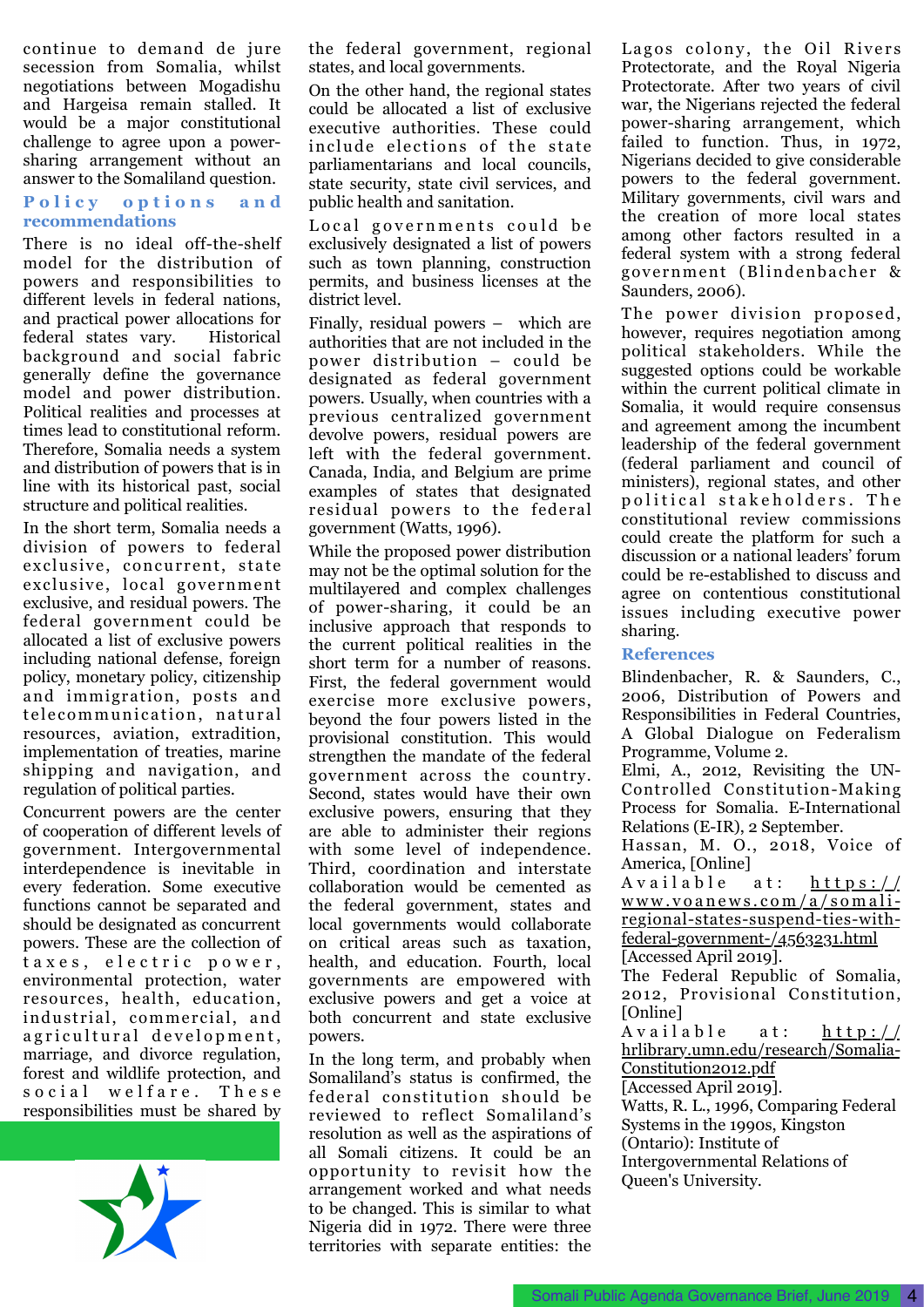continue to demand de jure secession from Somalia, whilst negotiations between Mogadishu and Hargeisa remain stalled. It would be a major constitutional challenge to agree upon a power-sharing arrangement without an answer to the Somaliland question.

## Policy options and recommendations

There is no ideal off-the-shelf model for the distribution of powers and responsibilities to different levels in federal nations, and practical power allocations for federal states vary. Historical background and social fabric generally define the governance model and power distribution. Political realities and processes at times lead to constitutional reform. Therefore, Somalia needs a system and distribution of powers that is in line with its historical past, social structure and political realities.

In the short term, Somalia needs a division of powers to federal exclusive, concurrent, state exclusive, local government exclusive, and residual powers. The federal government could be allocated a list of exclusive powers including national defense, foreign policy, monetary policy, citizenship and immigration, posts and telecommunication, natural resources, aviation, extradition, implementation of treaties, marine shipping and navigation, and regulation of political parties.

Concurrent powers are the center of cooperation of different levels of government. Intergovernmental interdependence is inevitable in every federation. Some executive functions cannot be separated and should be designated as concurrent powers. These are the collection of taxes, electric power, environmental protection, water resources, health, education, industrial, commercial, and agricultural development, marriage, and divorce regulation, forest and wildlife protection, and social welfare. These responsibilities must be shared by the federal government, regional states, and local governments.

On the other hand, the regional states could be allocated a list of exclusive executive authorities. These could include elections of the state parliamentarians and local councils, state security, state civil services, and public health and sanitation.

Local governments could be exclusively designated a list of powers such as town planning, construction permits, and business licenses at the district level.

Finally, residual powers – which are authorities that are not included in the power distribution – could be designated as federal government powers. Usually, when countries with a previous centralized government devolve powers, residual powers are left with the federal government. Canada, India, and Belgium are prime examples of states that designated residual powers to the federal government (Watts, 1996).

While the proposed power distribution may not be the optimal solution for the multilayered and complex challenges of power-sharing, it could be an inclusive approach that responds to the current political realities in the short term for a number of reasons. First, the federal government would exercise more exclusive powers, beyond the four powers listed in the provisional constitution. This would strengthen the mandate of the federal government across the country. Second, states would have their own exclusive powers, ensuring that they are able to administer their regions with some level of independence. Third, coordination and interstate collaboration would be cemented as the federal government, states and local governments would collaborate on critical areas such as taxation, health, and education. Fourth, local governments are empowered with exclusive powers and get a voice at both concurrent and state exclusive powers.

In the long term, and probably when Somaliland's status is confirmed, the federal constitution should be reviewed to reflect Somaliland's resolution as well as the aspirations of all Somali citizens. It could be an opportunity to revisit how the arrangement worked and what needs to be changed. This is similar to what Nigeria did in 1972. There were three territories with separate entities: the Lagos colony, the Oil Rivers Protectorate, and the Royal Nigeria Protectorate. After two years of civil war, the Nigerians rejected the federal power-sharing arrangement, which failed to function. Thus, in 1972, Nigerians decided to give considerable powers to the federal government. Military governments, civil wars and the creation of more local states among other factors resulted in a federal system with a strong federal government (Blindenbacher & Saunders, 2006).

The power division proposed, however, requires negotiation among political stakeholders. While the suggested options could be workable within the current political climate in Somalia, it would require consensus and agreement among the incumbent leadership of the federal government (federal parliament and council of ministers), regional states, and other political stakeholders. The constitutional review commissions could create the platform for such a discussion or a national leaders' forum could be re-established to discuss and agree on contentious constitutional issues including executive power sharing.

## References

Blindenbacher, R. & Saunders, C., 2006, Distribution of Powers and Responsibilities in Federal Countries, A Global Dialogue on Federalism Programme, Volume 2.

Elmi, A., 2012, Revisiting the UN-Controlled Constitution-Making Process for Somalia. E-International Relations (E-IR), 2 September.

Hassan, M. O., 2018, Voice of America, [Online]
Available at: https://www.voanews.com/a/somali-regional-states-suspend-ties-with-federal-government-/4563231.html
[Accessed April 2019].

The Federal Republic of Somalia, 2012, Provisional Constitution, [Online]
Available at: http://hrlibrary.umn.edu/research/Somalia-Constitution2012.pdf
[Accessed April 2019].

Watts, R. L., 1996, Comparing Federal Systems in the 1990s, Kingston (Ontario): Institute of Intergovernmental Relations of Queen's University.